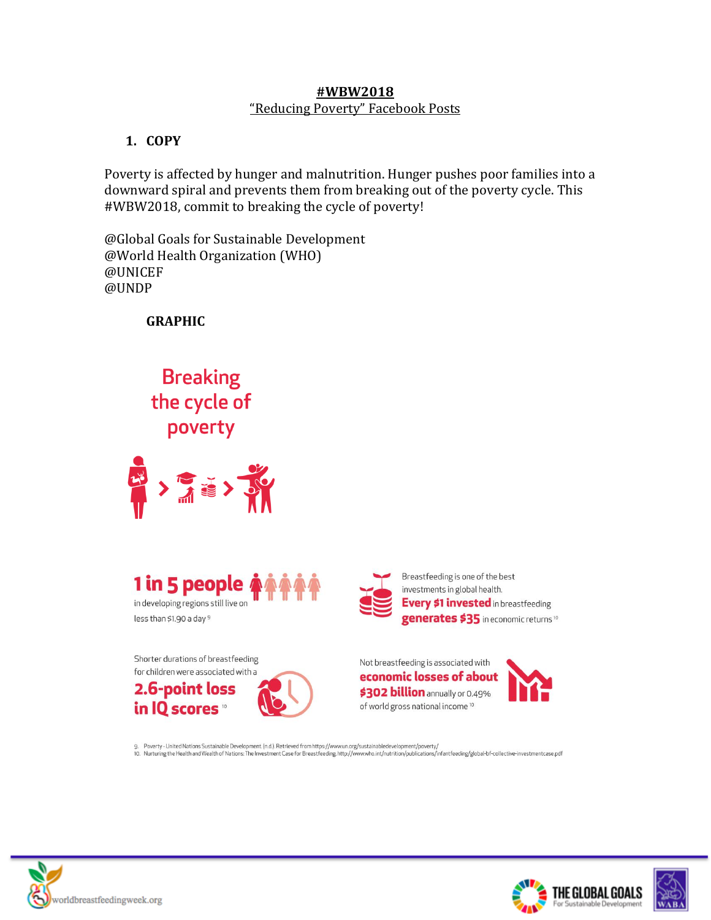# #WBW2018

## "Reducing Poverty" Facebook Posts

1. **COPY**

Poverty is affected by hunger and malnutrition. Hunger pushes poor families into a downward spiral and prevents them from breaking out of the poverty cycle. This #WBW2018, commit to breaking the cycle of poverty!

@Global Goals for Sustainable Development
@World Health Organization (WHO)
@UNICEF
@UNDP

**GRAPHIC**

Breaking the cycle of poverty

**1 in 5 people** in developing regions still live on less than $1.90 a day [9]

Breastfeeding is one of the best investments in global health. **Every $1 invested** in breastfeeding **generates $35** in economic returns [10]

Shorter durations of breastfeeding for children were associated with a **2.6-point loss in IQ scores** [10]

Not breastfeeding is associated with **economic losses of about $302 billion** annually or 0.49% of world gross national income [10]

9. Poverty - United Nations Sustainable Development. (n.d.). Retrieved from https://www.un.org/sustainabledevelopment/poverty/
10. Nurturing the Health and Wealth of Nations: The Investment Case for Breastfeeding. http://www.who.int/nutrition/publications/infantfeeding/global-bf-collective-investmentcase.pdf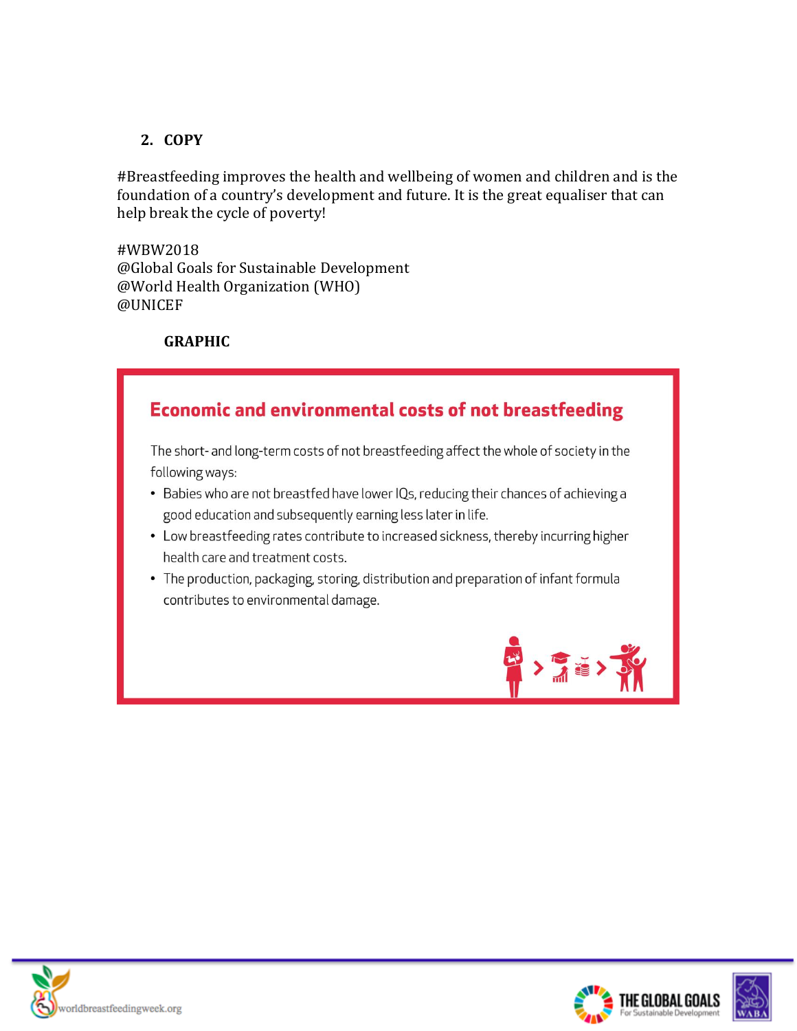## 2. COPY

#Breastfeeding improves the health and wellbeing of women and children and is the foundation of a country's development and future. It is the great equaliser that can help break the cycle of poverty!

#WBW2018
@Global Goals for Sustainable Development
@World Health Organization (WHO)
@UNICEF

### GRAPHIC

**Economic and environmental costs of not breastfeeding**

The short- and long-term costs of not breastfeeding affect the whole of society in the following ways:

- Babies who are not breastfed have lower IQs, reducing their chances of achieving a good education and subsequently earning less later in life.
- Low breastfeeding rates contribute to increased sickness, thereby incurring higher health care and treatment costs.
- The production, packaging, storing, distribution and preparation of infant formula contributes to environmental damage.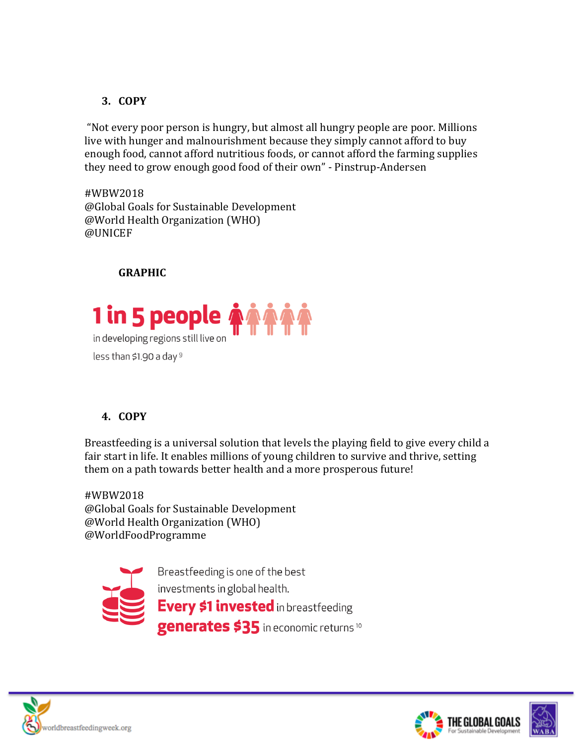3. **COPY**

"Not every poor person is hungry, but almost all hungry people are poor. Millions live with hunger and malnourishment because they simply cannot afford to buy enough food, cannot afford nutritious foods, or cannot afford the farming supplies they need to grow enough good food of their own" - Pinstrup-Andersen

#WBW2018
@Global Goals for Sustainable Development
@World Health Organization (WHO)
@UNICEF

**GRAPHIC**

**1 in 5 people** in developing regions still live on less than $1.90 a day [9]

4. **COPY**

Breastfeeding is a universal solution that levels the playing field to give every child a fair start in life. It enables millions of young children to survive and thrive, setting them on a path towards better health and a more prosperous future!

#WBW2018
@Global Goals for Sustainable Development
@World Health Organization (WHO)
@WorldFoodProgramme

Breastfeeding is one of the best investments in global health. **Every $1 invested** in breastfeeding **generates $35** in economic returns [10]